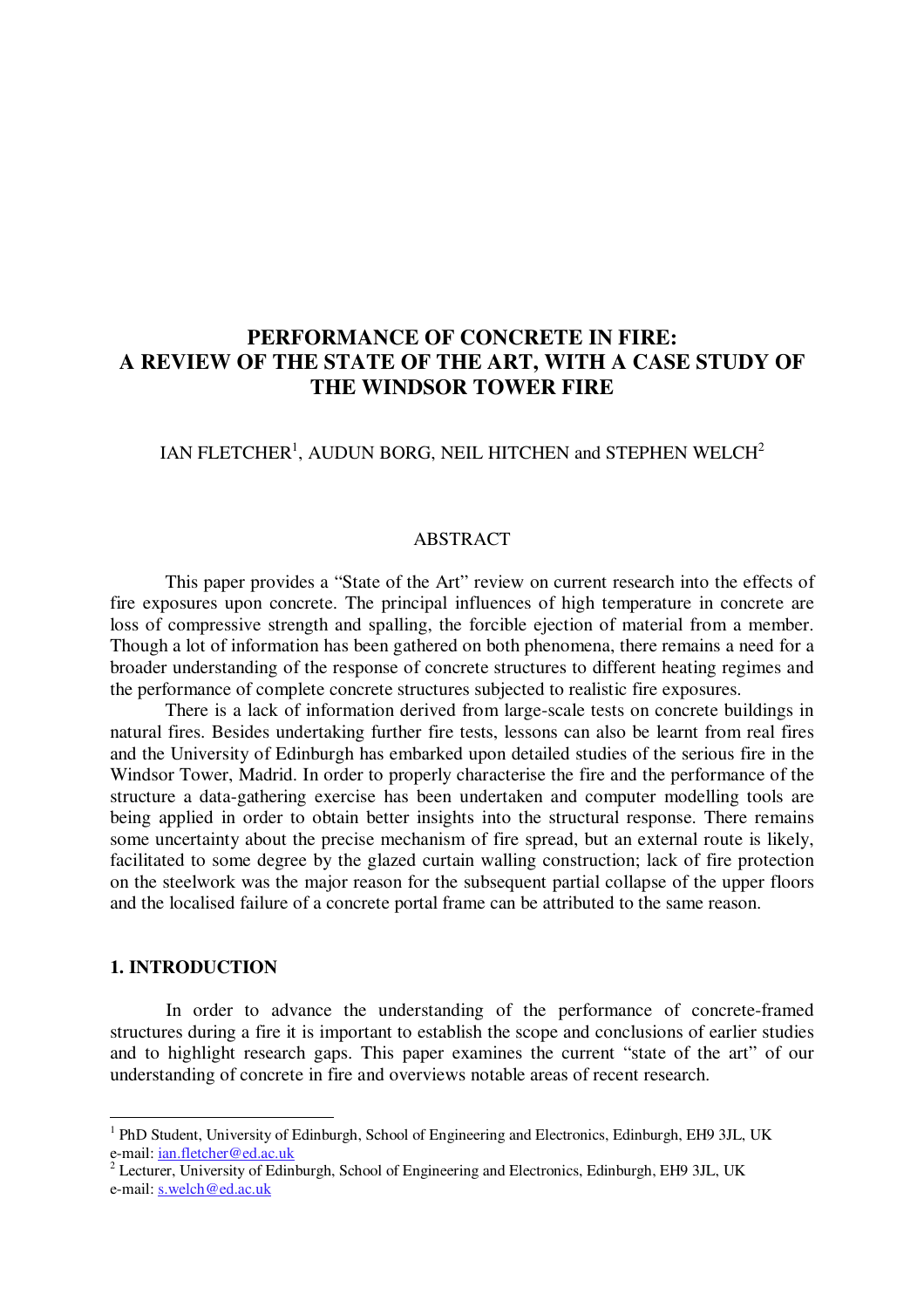# PERFORMANCE OF CONCRETE IN FIRE: A REVIEW OF THE STATE OF THE ART, WITH A CASE STUDY OF THE WINDSOR TOWER FIRE

IAN FLETCHER[1], AUDUN BORG, NEIL HITCHEN and STEPHEN WELCH[2]

## ABSTRACT

This paper provides a "State of the Art" review on current research into the effects of fire exposures upon concrete. The principal influences of high temperature in concrete are loss of compressive strength and spalling, the forcible ejection of material from a member. Though a lot of information has been gathered on both phenomena, there remains a need for a broader understanding of the response of concrete structures to different heating regimes and the performance of complete concrete structures subjected to realistic fire exposures.

There is a lack of information derived from large-scale tests on concrete buildings in natural fires. Besides undertaking further fire tests, lessons can also be learnt from real fires and the University of Edinburgh has embarked upon detailed studies of the serious fire in the Windsor Tower, Madrid. In order to properly characterise the fire and the performance of the structure a data-gathering exercise has been undertaken and computer modelling tools are being applied in order to obtain better insights into the structural response. There remains some uncertainty about the precise mechanism of fire spread, but an external route is likely, facilitated to some degree by the glazed curtain walling construction; lack of fire protection on the steelwork was the major reason for the subsequent partial collapse of the upper floors and the localised failure of a concrete portal frame can be attributed to the same reason.

## 1. INTRODUCTION

In order to advance the understanding of the performance of concrete-framed structures during a fire it is important to establish the scope and conclusions of earlier studies and to highlight research gaps. This paper examines the current "state of the art" of our understanding of concrete in fire and overviews notable areas of recent research.

---

[1] PhD Student, University of Edinburgh, School of Engineering and Electronics, Edinburgh, EH9 3JL, UK
e-mail: ian.fletcher@ed.ac.uk

[2] Lecturer, University of Edinburgh, School of Engineering and Electronics, Edinburgh, EH9 3JL, UK
e-mail: s.welch@ed.ac.uk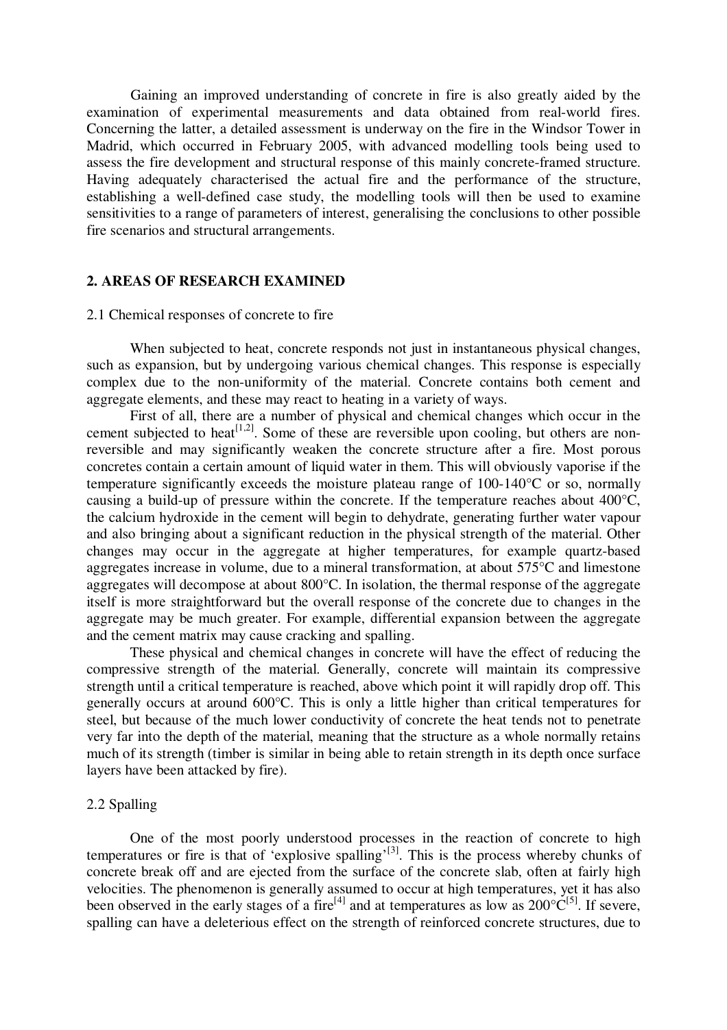Gaining an improved understanding of concrete in fire is also greatly aided by the examination of experimental measurements and data obtained from real-world fires. Concerning the latter, a detailed assessment is underway on the fire in the Windsor Tower in Madrid, which occurred in February 2005, with advanced modelling tools being used to assess the fire development and structural response of this mainly concrete-framed structure. Having adequately characterised the actual fire and the performance of the structure, establishing a well-defined case study, the modelling tools will then be used to examine sensitivities to a range of parameters of interest, generalising the conclusions to other possible fire scenarios and structural arrangements.

## 2. AREAS OF RESEARCH EXAMINED

### 2.1 Chemical responses of concrete to fire

When subjected to heat, concrete responds not just in instantaneous physical changes, such as expansion, but by undergoing various chemical changes. This response is especially complex due to the non-uniformity of the material. Concrete contains both cement and aggregate elements, and these may react to heating in a variety of ways.

First of all, there are a number of physical and chemical changes which occur in the cement subjected to heat[1,2]. Some of these are reversible upon cooling, but others are non-reversible and may significantly weaken the concrete structure after a fire. Most porous concretes contain a certain amount of liquid water in them. This will obviously vaporise if the temperature significantly exceeds the moisture plateau range of 100-140°C or so, normally causing a build-up of pressure within the concrete. If the temperature reaches about 400°C, the calcium hydroxide in the cement will begin to dehydrate, generating further water vapour and also bringing about a significant reduction in the physical strength of the material. Other changes may occur in the aggregate at higher temperatures, for example quartz-based aggregates increase in volume, due to a mineral transformation, at about 575°C and limestone aggregates will decompose at about 800°C. In isolation, the thermal response of the aggregate itself is more straightforward but the overall response of the concrete due to changes in the aggregate may be much greater. For example, differential expansion between the aggregate and the cement matrix may cause cracking and spalling.

These physical and chemical changes in concrete will have the effect of reducing the compressive strength of the material. Generally, concrete will maintain its compressive strength until a critical temperature is reached, above which point it will rapidly drop off. This generally occurs at around 600°C. This is only a little higher than critical temperatures for steel, but because of the much lower conductivity of concrete the heat tends not to penetrate very far into the depth of the material, meaning that the structure as a whole normally retains much of its strength (timber is similar in being able to retain strength in its depth once surface layers have been attacked by fire).

### 2.2 Spalling

One of the most poorly understood processes in the reaction of concrete to high temperatures or fire is that of 'explosive spalling'[3]. This is the process whereby chunks of concrete break off and are ejected from the surface of the concrete slab, often at fairly high velocities. The phenomenon is generally assumed to occur at high temperatures, yet it has also been observed in the early stages of a fire[4] and at temperatures as low as 200°C[5]. If severe, spalling can have a deleterious effect on the strength of reinforced concrete structures, due to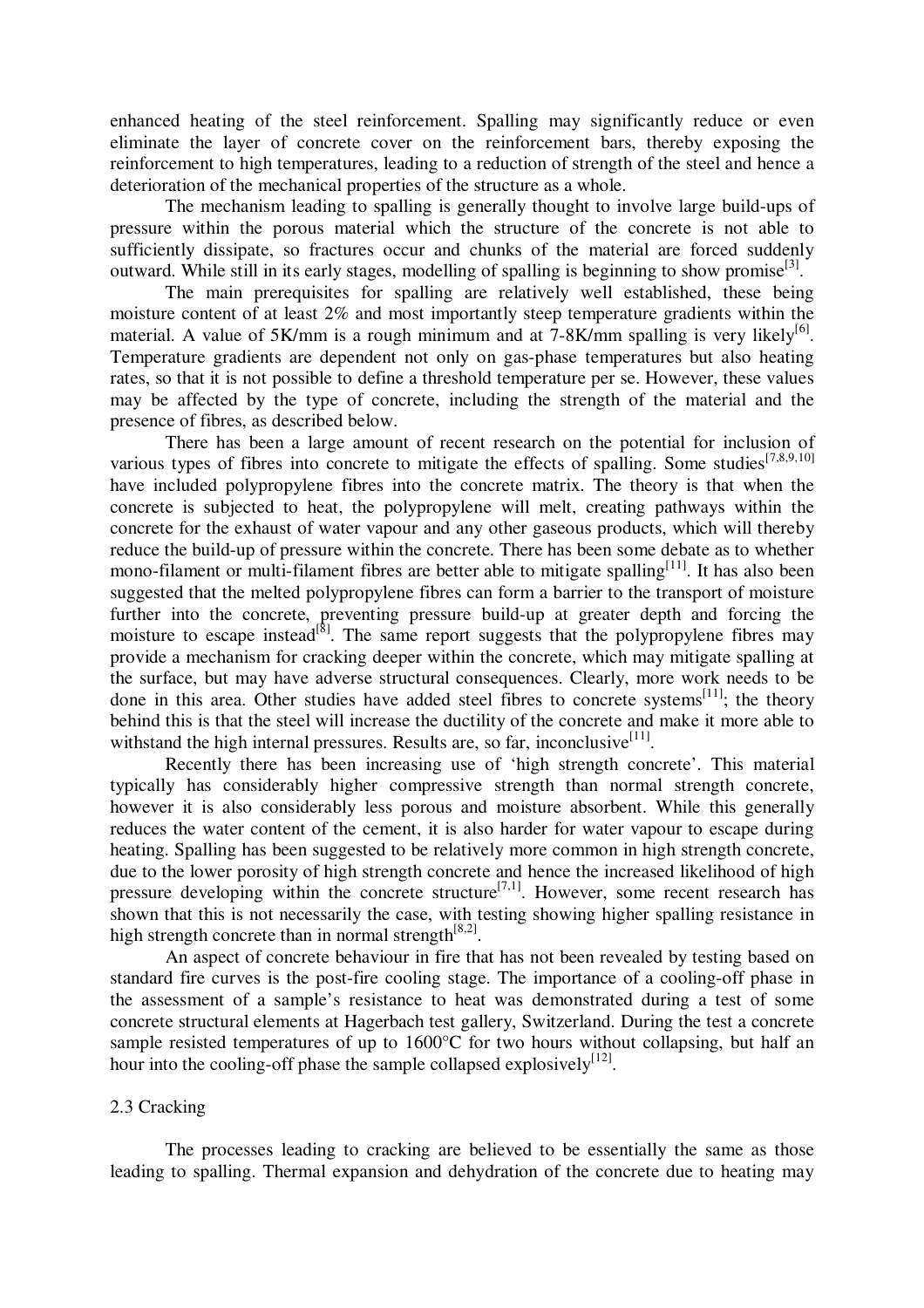enhanced heating of the steel reinforcement. Spalling may significantly reduce or even eliminate the layer of concrete cover on the reinforcement bars, thereby exposing the reinforcement to high temperatures, leading to a reduction of strength of the steel and hence a deterioration of the mechanical properties of the structure as a whole.

The mechanism leading to spalling is generally thought to involve large build-ups of pressure within the porous material which the structure of the concrete is not able to sufficiently dissipate, so fractures occur and chunks of the material are forced suddenly outward. While still in its early stages, modelling of spalling is beginning to show promise[3].

The main prerequisites for spalling are relatively well established, these being moisture content of at least 2% and most importantly steep temperature gradients within the material. A value of 5K/mm is a rough minimum and at 7-8K/mm spalling is very likely[6]. Temperature gradients are dependent not only on gas-phase temperatures but also heating rates, so that it is not possible to define a threshold temperature per se. However, these values may be affected by the type of concrete, including the strength of the material and the presence of fibres, as described below.

There has been a large amount of recent research on the potential for inclusion of various types of fibres into concrete to mitigate the effects of spalling. Some studies[7,8,9,10] have included polypropylene fibres into the concrete matrix. The theory is that when the concrete is subjected to heat, the polypropylene will melt, creating pathways within the concrete for the exhaust of water vapour and any other gaseous products, which will thereby reduce the build-up of pressure within the concrete. There has been some debate as to whether mono-filament or multi-filament fibres are better able to mitigate spalling[11]. It has also been suggested that the melted polypropylene fibres can form a barrier to the transport of moisture further into the concrete, preventing pressure build-up at greater depth and forcing the moisture to escape instead[8]. The same report suggests that the polypropylene fibres may provide a mechanism for cracking deeper within the concrete, which may mitigate spalling at the surface, but may have adverse structural consequences. Clearly, more work needs to be done in this area. Other studies have added steel fibres to concrete systems[11]; the theory behind this is that the steel will increase the ductility of the concrete and make it more able to withstand the high internal pressures. Results are, so far, inconclusive[11].

Recently there has been increasing use of 'high strength concrete'. This material typically has considerably higher compressive strength than normal strength concrete, however it is also considerably less porous and moisture absorbent. While this generally reduces the water content of the cement, it is also harder for water vapour to escape during heating. Spalling has been suggested to be relatively more common in high strength concrete, due to the lower porosity of high strength concrete and hence the increased likelihood of high pressure developing within the concrete structure[7,1]. However, some recent research has shown that this is not necessarily the case, with testing showing higher spalling resistance in high strength concrete than in normal strength[8,2].

An aspect of concrete behaviour in fire that has not been revealed by testing based on standard fire curves is the post-fire cooling stage. The importance of a cooling-off phase in the assessment of a sample's resistance to heat was demonstrated during a test of some concrete structural elements at Hagerbach test gallery, Switzerland. During the test a concrete sample resisted temperatures of up to 1600°C for two hours without collapsing, but half an hour into the cooling-off phase the sample collapsed explosively[12].

### 2.3 Cracking

The processes leading to cracking are believed to be essentially the same as those leading to spalling. Thermal expansion and dehydration of the concrete due to heating may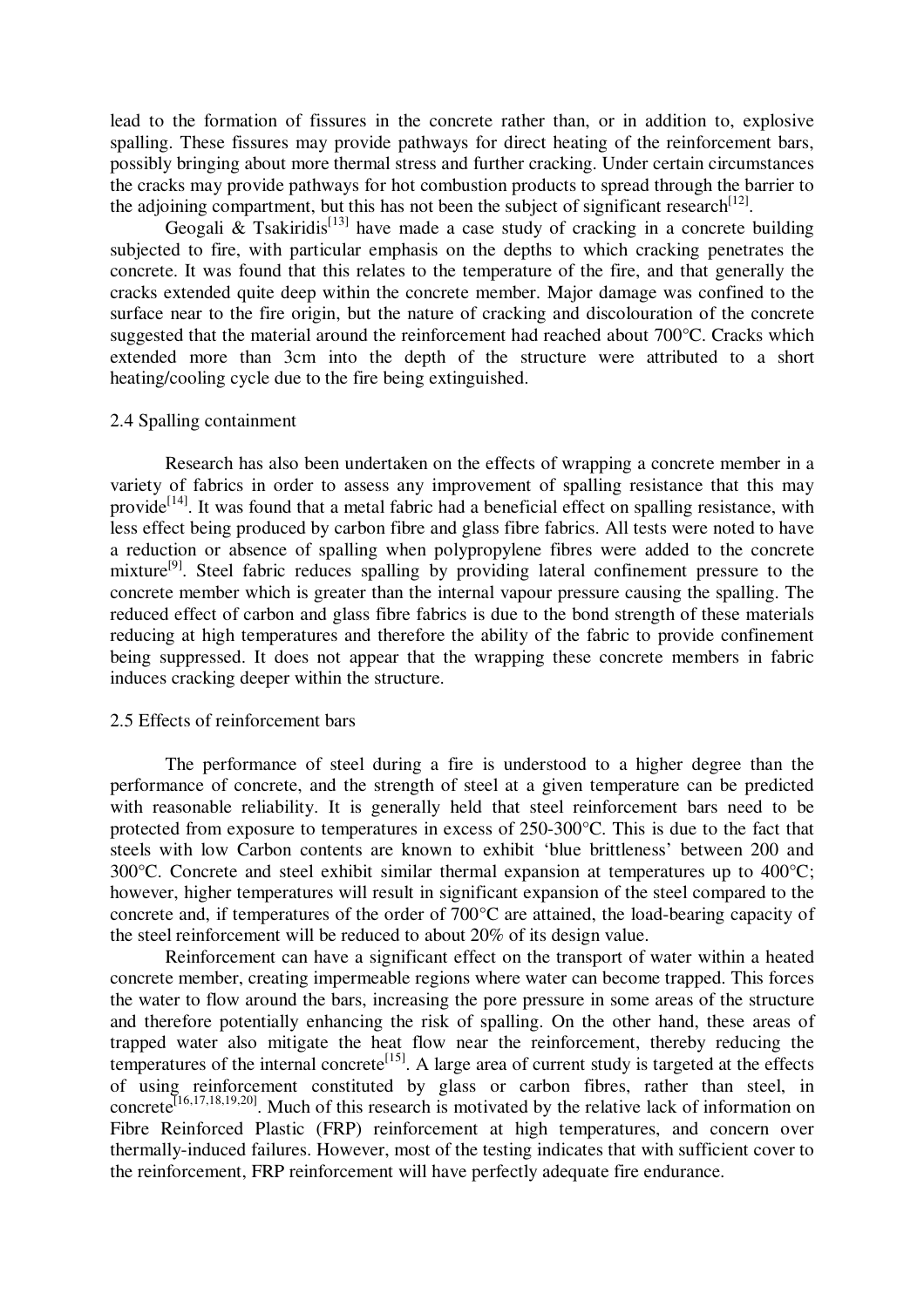lead to the formation of fissures in the concrete rather than, or in addition to, explosive spalling. These fissures may provide pathways for direct heating of the reinforcement bars, possibly bringing about more thermal stress and further cracking. Under certain circumstances the cracks may provide pathways for hot combustion products to spread through the barrier to the adjoining compartment, but this has not been the subject of significant research[12].

Geogali & Tsakiridis[13] have made a case study of cracking in a concrete building subjected to fire, with particular emphasis on the depths to which cracking penetrates the concrete. It was found that this relates to the temperature of the fire, and that generally the cracks extended quite deep within the concrete member. Major damage was confined to the surface near to the fire origin, but the nature of cracking and discolouration of the concrete suggested that the material around the reinforcement had reached about 700°C. Cracks which extended more than 3cm into the depth of the structure were attributed to a short heating/cooling cycle due to the fire being extinguished.

## 2.4 Spalling containment

Research has also been undertaken on the effects of wrapping a concrete member in a variety of fabrics in order to assess any improvement of spalling resistance that this may provide[14]. It was found that a metal fabric had a beneficial effect on spalling resistance, with less effect being produced by carbon fibre and glass fibre fabrics. All tests were noted to have a reduction or absence of spalling when polypropylene fibres were added to the concrete mixture[9]. Steel fabric reduces spalling by providing lateral confinement pressure to the concrete member which is greater than the internal vapour pressure causing the spalling. The reduced effect of carbon and glass fibre fabrics is due to the bond strength of these materials reducing at high temperatures and therefore the ability of the fabric to provide confinement being suppressed. It does not appear that the wrapping these concrete members in fabric induces cracking deeper within the structure.

## 2.5 Effects of reinforcement bars

The performance of steel during a fire is understood to a higher degree than the performance of concrete, and the strength of steel at a given temperature can be predicted with reasonable reliability. It is generally held that steel reinforcement bars need to be protected from exposure to temperatures in excess of 250-300°C. This is due to the fact that steels with low Carbon contents are known to exhibit 'blue brittleness' between 200 and 300°C. Concrete and steel exhibit similar thermal expansion at temperatures up to 400°C; however, higher temperatures will result in significant expansion of the steel compared to the concrete and, if temperatures of the order of 700°C are attained, the load-bearing capacity of the steel reinforcement will be reduced to about 20% of its design value.

Reinforcement can have a significant effect on the transport of water within a heated concrete member, creating impermeable regions where water can become trapped. This forces the water to flow around the bars, increasing the pore pressure in some areas of the structure and therefore potentially enhancing the risk of spalling. On the other hand, these areas of trapped water also mitigate the heat flow near the reinforcement, thereby reducing the temperatures of the internal concrete[15]. A large area of current study is targeted at the effects of using reinforcement constituted by glass or carbon fibres, rather than steel, in concrete[16,17,18,19,20]. Much of this research is motivated by the relative lack of information on Fibre Reinforced Plastic (FRP) reinforcement at high temperatures, and concern over thermally-induced failures. However, most of the testing indicates that with sufficient cover to the reinforcement, FRP reinforcement will have perfectly adequate fire endurance.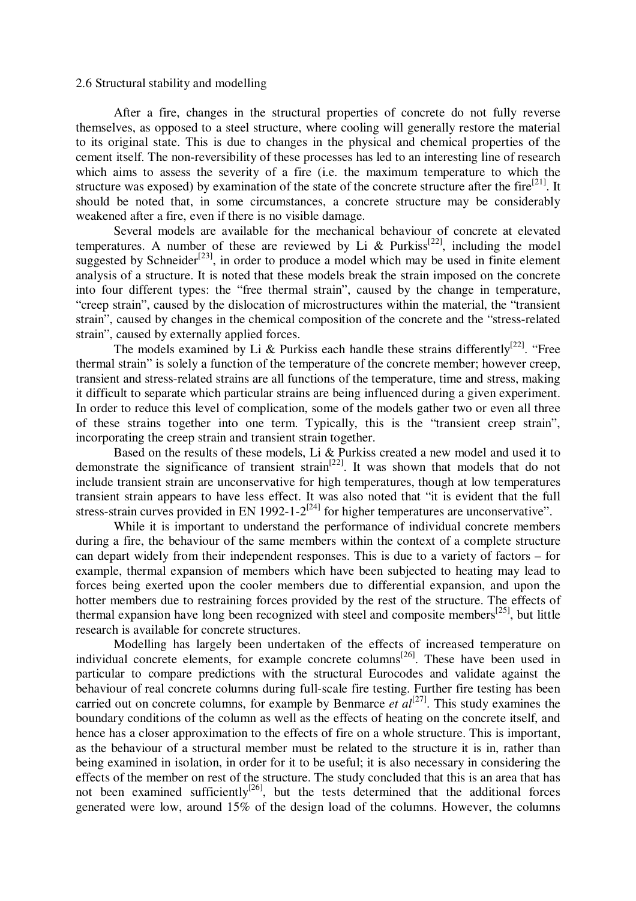## 2.6 Structural stability and modelling

After a fire, changes in the structural properties of concrete do not fully reverse themselves, as opposed to a steel structure, where cooling will generally restore the material to its original state. This is due to changes in the physical and chemical properties of the cement itself. The non-reversibility of these processes has led to an interesting line of research which aims to assess the severity of a fire (i.e. the maximum temperature to which the structure was exposed) by examination of the state of the concrete structure after the fire[21]. It should be noted that, in some circumstances, a concrete structure may be considerably weakened after a fire, even if there is no visible damage.

Several models are available for the mechanical behaviour of concrete at elevated temperatures. A number of these are reviewed by Li & Purkiss[22], including the model suggested by Schneider[23], in order to produce a model which may be used in finite element analysis of a structure. It is noted that these models break the strain imposed on the concrete into four different types: the "free thermal strain", caused by the change in temperature, "creep strain", caused by the dislocation of microstructures within the material, the "transient strain", caused by changes in the chemical composition of the concrete and the "stress-related strain", caused by externally applied forces.

The models examined by Li & Purkiss each handle these strains differently[22]. "Free thermal strain" is solely a function of the temperature of the concrete member; however creep, transient and stress-related strains are all functions of the temperature, time and stress, making it difficult to separate which particular strains are being influenced during a given experiment. In order to reduce this level of complication, some of the models gather two or even all three of these strains together into one term. Typically, this is the "transient creep strain", incorporating the creep strain and transient strain together.

Based on the results of these models, Li & Purkiss created a new model and used it to demonstrate the significance of transient strain[22]. It was shown that models that do not include transient strain are unconservative for high temperatures, though at low temperatures transient strain appears to have less effect. It was also noted that "it is evident that the full stress-strain curves provided in EN 1992-1-2[24] for higher temperatures are unconservative".

While it is important to understand the performance of individual concrete members during a fire, the behaviour of the same members within the context of a complete structure can depart widely from their independent responses. This is due to a variety of factors – for example, thermal expansion of members which have been subjected to heating may lead to forces being exerted upon the cooler members due to differential expansion, and upon the hotter members due to restraining forces provided by the rest of the structure. The effects of thermal expansion have long been recognized with steel and composite members[25], but little research is available for concrete structures.

Modelling has largely been undertaken of the effects of increased temperature on individual concrete elements, for example concrete columns[26]. These have been used in particular to compare predictions with the structural Eurocodes and validate against the behaviour of real concrete columns during full-scale fire testing. Further fire testing has been carried out on concrete columns, for example by Benmarce *et al*[27]. This study examines the boundary conditions of the column as well as the effects of heating on the concrete itself, and hence has a closer approximation to the effects of fire on a whole structure. This is important, as the behaviour of a structural member must be related to the structure it is in, rather than being examined in isolation, in order for it to be useful; it is also necessary in considering the effects of the member on rest of the structure. The study concluded that this is an area that has not been examined sufficiently[26], but the tests determined that the additional forces generated were low, around 15% of the design load of the columns. However, the columns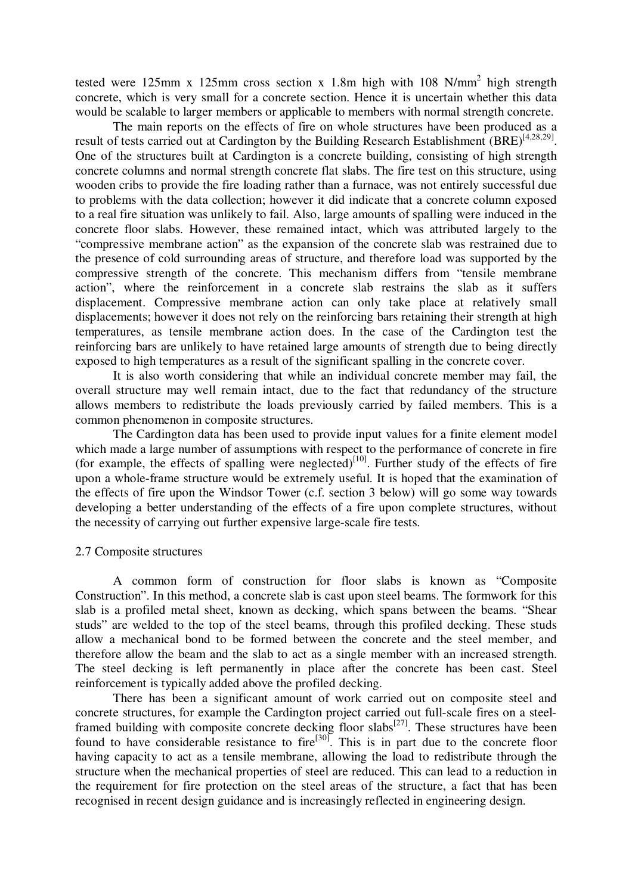tested were 125mm x 125mm cross section x 1.8m high with 108 N/mm$^2$ high strength concrete, which is very small for a concrete section. Hence it is uncertain whether this data would be scalable to larger members or applicable to members with normal strength concrete.

The main reports on the effects of fire on whole structures have been produced as a result of tests carried out at Cardington by the Building Research Establishment (BRE)[4,28,29]. One of the structures built at Cardington is a concrete building, consisting of high strength concrete columns and normal strength concrete flat slabs. The fire test on this structure, using wooden cribs to provide the fire loading rather than a furnace, was not entirely successful due to problems with the data collection; however it did indicate that a concrete column exposed to a real fire situation was unlikely to fail. Also, large amounts of spalling were induced in the concrete floor slabs. However, these remained intact, which was attributed largely to the "compressive membrane action" as the expansion of the concrete slab was restrained due to the presence of cold surrounding areas of structure, and therefore load was supported by the compressive strength of the concrete. This mechanism differs from "tensile membrane action", where the reinforcement in a concrete slab restrains the slab as it suffers displacement. Compressive membrane action can only take place at relatively small displacements; however it does not rely on the reinforcing bars retaining their strength at high temperatures, as tensile membrane action does. In the case of the Cardington test the reinforcing bars are unlikely to have retained large amounts of strength due to being directly exposed to high temperatures as a result of the significant spalling in the concrete cover.

It is also worth considering that while an individual concrete member may fail, the overall structure may well remain intact, due to the fact that redundancy of the structure allows members to redistribute the loads previously carried by failed members. This is a common phenomenon in composite structures.

The Cardington data has been used to provide input values for a finite element model which made a large number of assumptions with respect to the performance of concrete in fire (for example, the effects of spalling were neglected)[10]. Further study of the effects of fire upon a whole-frame structure would be extremely useful. It is hoped that the examination of the effects of fire upon the Windsor Tower (c.f. section 3 below) will go some way towards developing a better understanding of the effects of a fire upon complete structures, without the necessity of carrying out further expensive large-scale fire tests.

## 2.7 Composite structures

A common form of construction for floor slabs is known as "Composite Construction". In this method, a concrete slab is cast upon steel beams. The formwork for this slab is a profiled metal sheet, known as decking, which spans between the beams. "Shear studs" are welded to the top of the steel beams, through this profiled decking. These studs allow a mechanical bond to be formed between the concrete and the steel member, and therefore allow the beam and the slab to act as a single member with an increased strength. The steel decking is left permanently in place after the concrete has been cast. Steel reinforcement is typically added above the profiled decking.

There has been a significant amount of work carried out on composite steel and concrete structures, for example the Cardington project carried out full-scale fires on a steel-framed building with composite concrete decking floor slabs[27]. These structures have been found to have considerable resistance to fire[30]. This is in part due to the concrete floor having capacity to act as a tensile membrane, allowing the load to redistribute through the structure when the mechanical properties of steel are reduced. This can lead to a reduction in the requirement for fire protection on the steel areas of the structure, a fact that has been recognised in recent design guidance and is increasingly reflected in engineering design.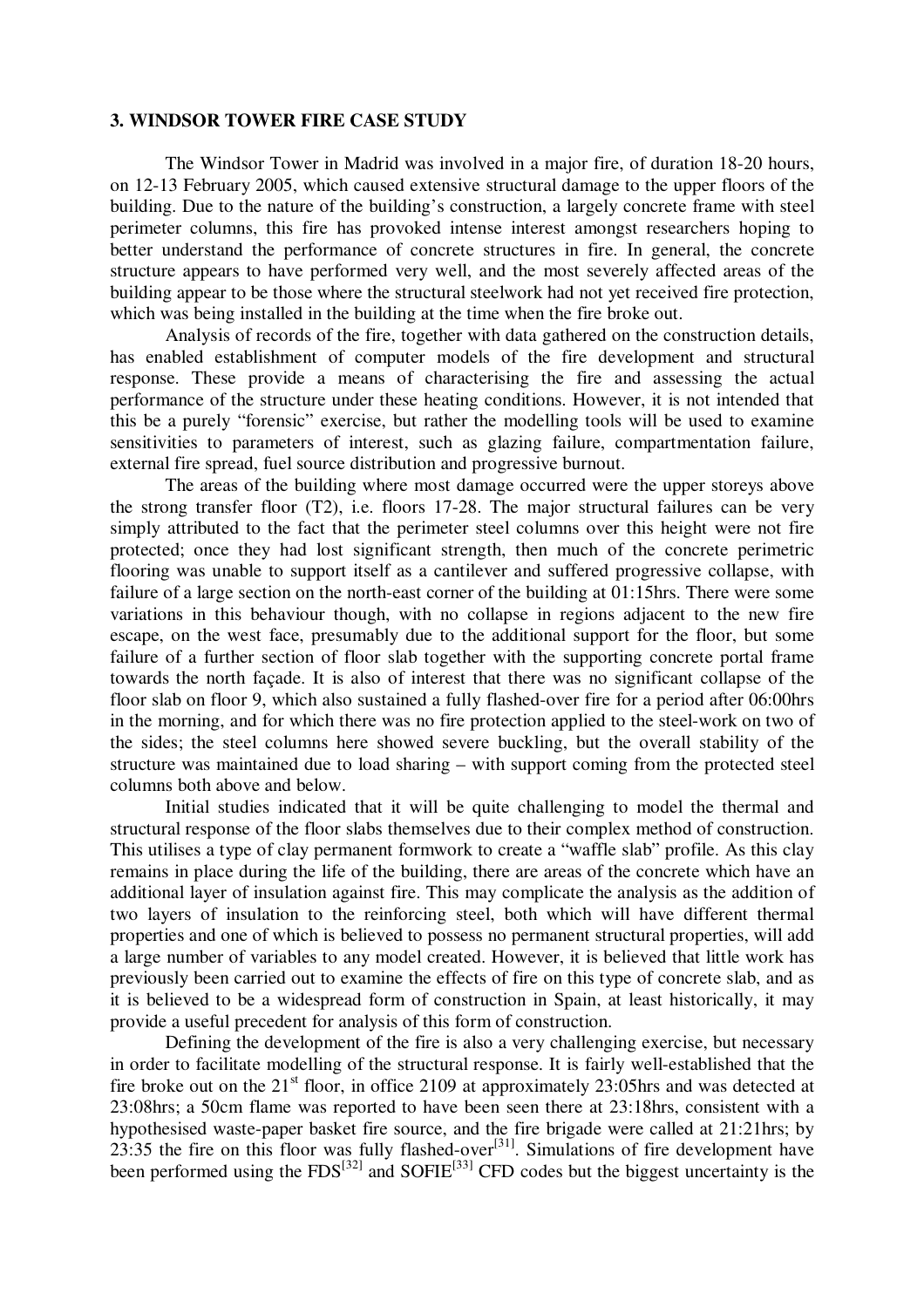### 3. WINDSOR TOWER FIRE CASE STUDY

The Windsor Tower in Madrid was involved in a major fire, of duration 18-20 hours, on 12-13 February 2005, which caused extensive structural damage to the upper floors of the building. Due to the nature of the building's construction, a largely concrete frame with steel perimeter columns, this fire has provoked intense interest amongst researchers hoping to better understand the performance of concrete structures in fire. In general, the concrete structure appears to have performed very well, and the most severely affected areas of the building appear to be those where the structural steelwork had not yet received fire protection, which was being installed in the building at the time when the fire broke out.

Analysis of records of the fire, together with data gathered on the construction details, has enabled establishment of computer models of the fire development and structural response. These provide a means of characterising the fire and assessing the actual performance of the structure under these heating conditions. However, it is not intended that this be a purely "forensic" exercise, but rather the modelling tools will be used to examine sensitivities to parameters of interest, such as glazing failure, compartmentation failure, external fire spread, fuel source distribution and progressive burnout.

The areas of the building where most damage occurred were the upper storeys above the strong transfer floor (T2), i.e. floors 17-28. The major structural failures can be very simply attributed to the fact that the perimeter steel columns over this height were not fire protected; once they had lost significant strength, then much of the concrete perimetric flooring was unable to support itself as a cantilever and suffered progressive collapse, with failure of a large section on the north-east corner of the building at 01:15hrs. There were some variations in this behaviour though, with no collapse in regions adjacent to the new fire escape, on the west face, presumably due to the additional support for the floor, but some failure of a further section of floor slab together with the supporting concrete portal frame towards the north façade. It is also of interest that there was no significant collapse of the floor slab on floor 9, which also sustained a fully flashed-over fire for a period after 06:00hrs in the morning, and for which there was no fire protection applied to the steel-work on two of the sides; the steel columns here showed severe buckling, but the overall stability of the structure was maintained due to load sharing – with support coming from the protected steel columns both above and below.

Initial studies indicated that it will be quite challenging to model the thermal and structural response of the floor slabs themselves due to their complex method of construction. This utilises a type of clay permanent formwork to create a "waffle slab" profile. As this clay remains in place during the life of the building, there are areas of the concrete which have an additional layer of insulation against fire. This may complicate the analysis as the addition of two layers of insulation to the reinforcing steel, both which will have different thermal properties and one of which is believed to possess no permanent structural properties, will add a large number of variables to any model created. However, it is believed that little work has previously been carried out to examine the effects of fire on this type of concrete slab, and as it is believed to be a widespread form of construction in Spain, at least historically, it may provide a useful precedent for analysis of this form of construction.

Defining the development of the fire is also a very challenging exercise, but necessary in order to facilitate modelling of the structural response. It is fairly well-established that the fire broke out on the 21st floor, in office 2109 at approximately 23:05hrs and was detected at 23:08hrs; a 50cm flame was reported to have been seen there at 23:18hrs, consistent with a hypothesised waste-paper basket fire source, and the fire brigade were called at 21:21hrs; by 23:35 the fire on this floor was fully flashed-over[31]. Simulations of fire development have been performed using the FDS[32] and SOFIE[33] CFD codes but the biggest uncertainty is the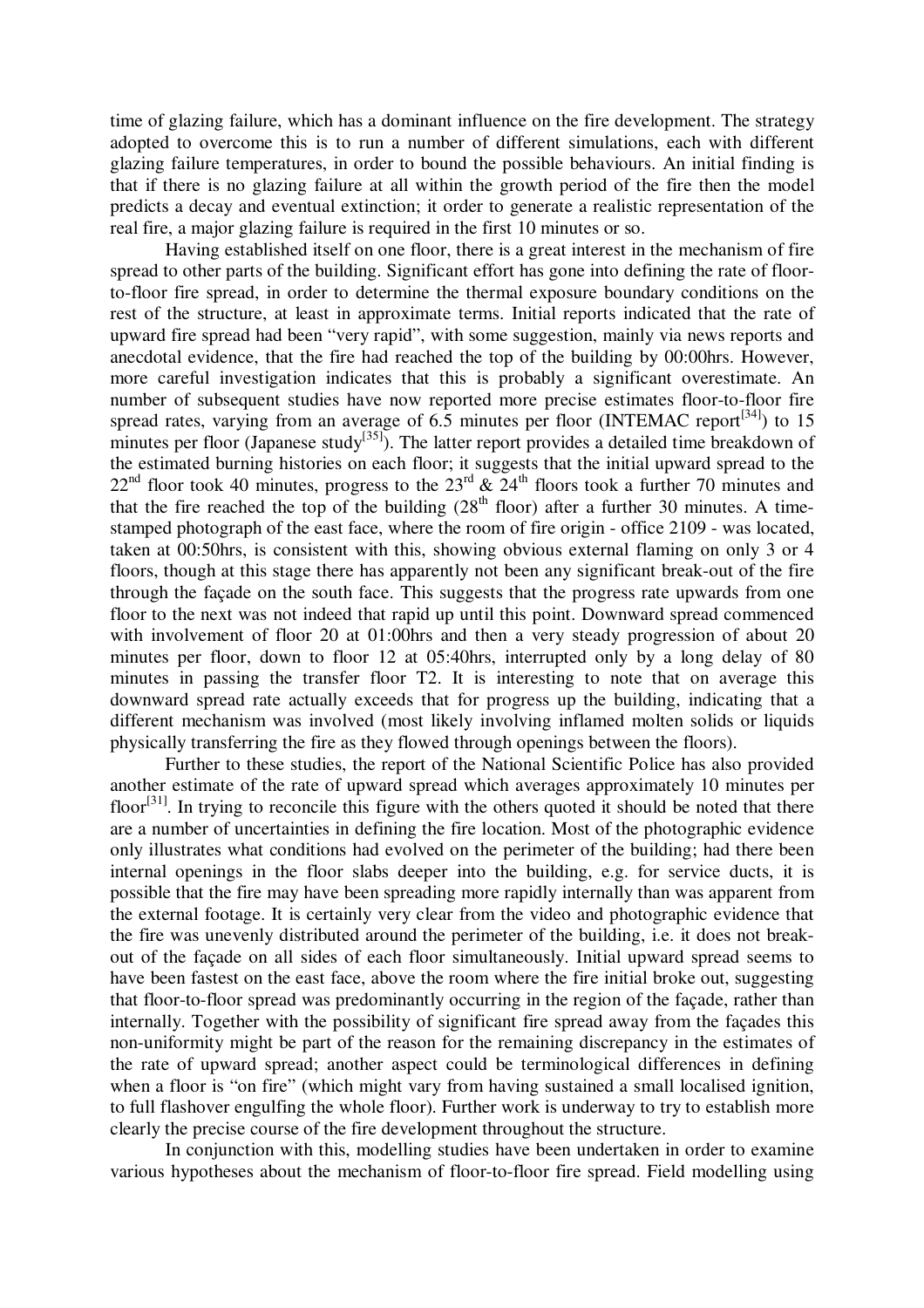time of glazing failure, which has a dominant influence on the fire development. The strategy adopted to overcome this is to run a number of different simulations, each with different glazing failure temperatures, in order to bound the possible behaviours. An initial finding is that if there is no glazing failure at all within the growth period of the fire then the model predicts a decay and eventual extinction; it order to generate a realistic representation of the real fire, a major glazing failure is required in the first 10 minutes or so.

Having established itself on one floor, there is a great interest in the mechanism of fire spread to other parts of the building. Significant effort has gone into defining the rate of floor-to-floor fire spread, in order to determine the thermal exposure boundary conditions on the rest of the structure, at least in approximate terms. Initial reports indicated that the rate of upward fire spread had been "very rapid", with some suggestion, mainly via news reports and anecdotal evidence, that the fire had reached the top of the building by 00:00hrs. However, more careful investigation indicates that this is probably a significant overestimate. An number of subsequent studies have now reported more precise estimates floor-to-floor fire spread rates, varying from an average of 6.5 minutes per floor (INTEMAC report[34]) to 15 minutes per floor (Japanese study[35]). The latter report provides a detailed time breakdown of the estimated burning histories on each floor; it suggests that the initial upward spread to the 22nd floor took 40 minutes, progress to the 23rd & 24th floors took a further 70 minutes and that the fire reached the top of the building (28th floor) after a further 30 minutes. A time-stamped photograph of the east face, where the room of fire origin - office 2109 - was located, taken at 00:50hrs, is consistent with this, showing obvious external flaming on only 3 or 4 floors, though at this stage there has apparently not been any significant break-out of the fire through the façade on the south face. This suggests that the progress rate upwards from one floor to the next was not indeed that rapid up until this point. Downward spread commenced with involvement of floor 20 at 01:00hrs and then a very steady progression of about 20 minutes per floor, down to floor 12 at 05:40hrs, interrupted only by a long delay of 80 minutes in passing the transfer floor T2. It is interesting to note that on average this downward spread rate actually exceeds that for progress up the building, indicating that a different mechanism was involved (most likely involving inflamed molten solids or liquids physically transferring the fire as they flowed through openings between the floors).

Further to these studies, the report of the National Scientific Police has also provided another estimate of the rate of upward spread which averages approximately 10 minutes per floor[31]. In trying to reconcile this figure with the others quoted it should be noted that there are a number of uncertainties in defining the fire location. Most of the photographic evidence only illustrates what conditions had evolved on the perimeter of the building; had there been internal openings in the floor slabs deeper into the building, e.g. for service ducts, it is possible that the fire may have been spreading more rapidly internally than was apparent from the external footage. It is certainly very clear from the video and photographic evidence that the fire was unevenly distributed around the perimeter of the building, i.e. it does not break-out of the façade on all sides of each floor simultaneously. Initial upward spread seems to have been fastest on the east face, above the room where the fire initial broke out, suggesting that floor-to-floor spread was predominantly occurring in the region of the façade, rather than internally. Together with the possibility of significant fire spread away from the façades this non-uniformity might be part of the reason for the remaining discrepancy in the estimates of the rate of upward spread; another aspect could be terminological differences in defining when a floor is "on fire" (which might vary from having sustained a small localised ignition, to full flashover engulfing the whole floor). Further work is underway to try to establish more clearly the precise course of the fire development throughout the structure.

In conjunction with this, modelling studies have been undertaken in order to examine various hypotheses about the mechanism of floor-to-floor fire spread. Field modelling using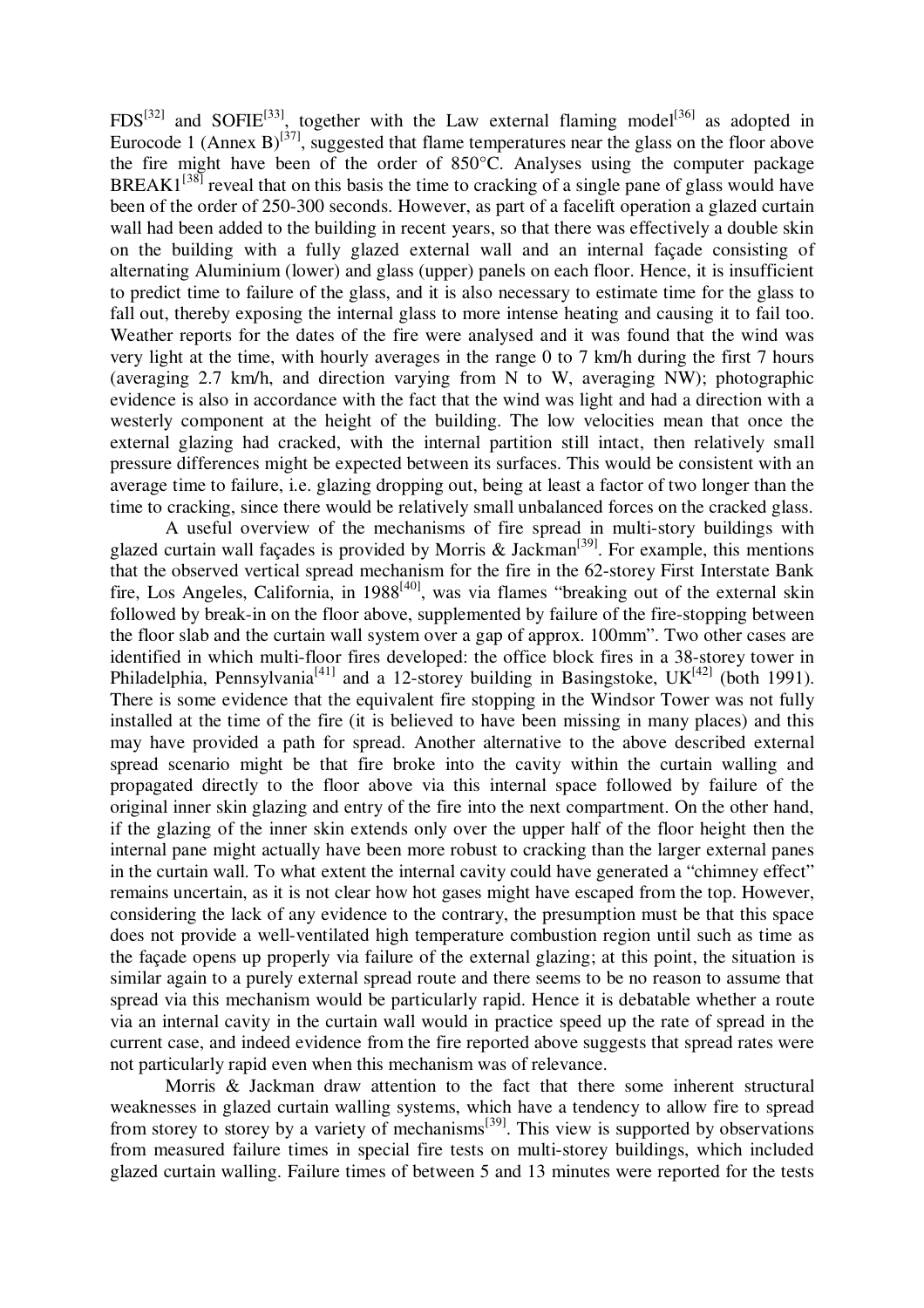FDS[32] and SOFIE[33], together with the Law external flaming model[36] as adopted in Eurocode 1 (Annex B)[37], suggested that flame temperatures near the glass on the floor above the fire might have been of the order of 850°C. Analyses using the computer package BREAK1[38] reveal that on this basis the time to cracking of a single pane of glass would have been of the order of 250-300 seconds. However, as part of a facelift operation a glazed curtain wall had been added to the building in recent years, so that there was effectively a double skin on the building with a fully glazed external wall and an internal façade consisting of alternating Aluminium (lower) and glass (upper) panels on each floor. Hence, it is insufficient to predict time to failure of the glass, and it is also necessary to estimate time for the glass to fall out, thereby exposing the internal glass to more intense heating and causing it to fail too. Weather reports for the dates of the fire were analysed and it was found that the wind was very light at the time, with hourly averages in the range 0 to 7 km/h during the first 7 hours (averaging 2.7 km/h, and direction varying from N to W, averaging NW); photographic evidence is also in accordance with the fact that the wind was light and had a direction with a westerly component at the height of the building. The low velocities mean that once the external glazing had cracked, with the internal partition still intact, then relatively small pressure differences might be expected between its surfaces. This would be consistent with an average time to failure, i.e. glazing dropping out, being at least a factor of two longer than the time to cracking, since there would be relatively small unbalanced forces on the cracked glass.

A useful overview of the mechanisms of fire spread in multi-story buildings with glazed curtain wall façades is provided by Morris & Jackman[39]. For example, this mentions that the observed vertical spread mechanism for the fire in the 62-storey First Interstate Bank fire, Los Angeles, California, in 1988[40], was via flames "breaking out of the external skin followed by break-in on the floor above, supplemented by failure of the fire-stopping between the floor slab and the curtain wall system over a gap of approx. 100mm". Two other cases are identified in which multi-floor fires developed: the office block fires in a 38-storey tower in Philadelphia, Pennsylvania[41] and a 12-storey building in Basingstoke, UK[42] (both 1991). There is some evidence that the equivalent fire stopping in the Windsor Tower was not fully installed at the time of the fire (it is believed to have been missing in many places) and this may have provided a path for spread. Another alternative to the above described external spread scenario might be that fire broke into the cavity within the curtain walling and propagated directly to the floor above via this internal space followed by failure of the original inner skin glazing and entry of the fire into the next compartment. On the other hand, if the glazing of the inner skin extends only over the upper half of the floor height then the internal pane might actually have been more robust to cracking than the larger external panes in the curtain wall. To what extent the internal cavity could have generated a "chimney effect" remains uncertain, as it is not clear how hot gases might have escaped from the top. However, considering the lack of any evidence to the contrary, the presumption must be that this space does not provide a well-ventilated high temperature combustion region until such as time as the façade opens up properly via failure of the external glazing; at this point, the situation is similar again to a purely external spread route and there seems to be no reason to assume that spread via this mechanism would be particularly rapid. Hence it is debatable whether a route via an internal cavity in the curtain wall would in practice speed up the rate of spread in the current case, and indeed evidence from the fire reported above suggests that spread rates were not particularly rapid even when this mechanism was of relevance.

Morris & Jackman draw attention to the fact that there some inherent structural weaknesses in glazed curtain walling systems, which have a tendency to allow fire to spread from storey to storey by a variety of mechanisms[39]. This view is supported by observations from measured failure times in special fire tests on multi-storey buildings, which included glazed curtain walling. Failure times of between 5 and 13 minutes were reported for the tests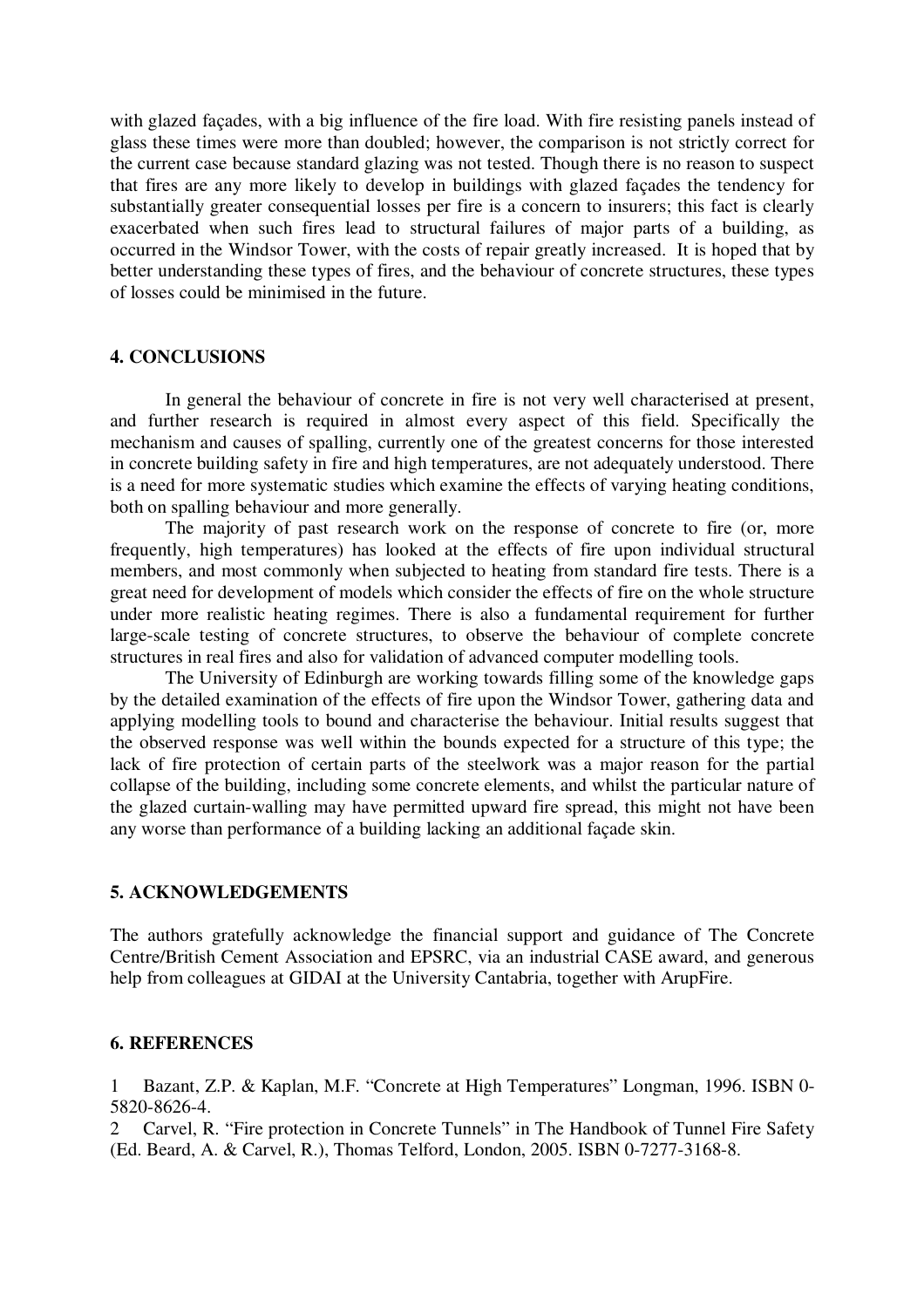with glazed façades, with a big influence of the fire load. With fire resisting panels instead of glass these times were more than doubled; however, the comparison is not strictly correct for the current case because standard glazing was not tested. Though there is no reason to suspect that fires are any more likely to develop in buildings with glazed façades the tendency for substantially greater consequential losses per fire is a concern to insurers; this fact is clearly exacerbated when such fires lead to structural failures of major parts of a building, as occurred in the Windsor Tower, with the costs of repair greatly increased. It is hoped that by better understanding these types of fires, and the behaviour of concrete structures, these types of losses could be minimised in the future.

## 4. CONCLUSIONS

In general the behaviour of concrete in fire is not very well characterised at present, and further research is required in almost every aspect of this field. Specifically the mechanism and causes of spalling, currently one of the greatest concerns for those interested in concrete building safety in fire and high temperatures, are not adequately understood. There is a need for more systematic studies which examine the effects of varying heating conditions, both on spalling behaviour and more generally.

The majority of past research work on the response of concrete to fire (or, more frequently, high temperatures) has looked at the effects of fire upon individual structural members, and most commonly when subjected to heating from standard fire tests. There is a great need for development of models which consider the effects of fire on the whole structure under more realistic heating regimes. There is also a fundamental requirement for further large-scale testing of concrete structures, to observe the behaviour of complete concrete structures in real fires and also for validation of advanced computer modelling tools.

The University of Edinburgh are working towards filling some of the knowledge gaps by the detailed examination of the effects of fire upon the Windsor Tower, gathering data and applying modelling tools to bound and characterise the behaviour. Initial results suggest that the observed response was well within the bounds expected for a structure of this type; the lack of fire protection of certain parts of the steelwork was a major reason for the partial collapse of the building, including some concrete elements, and whilst the particular nature of the glazed curtain-walling may have permitted upward fire spread, this might not have been any worse than performance of a building lacking an additional façade skin.

## 5. ACKNOWLEDGEMENTS

The authors gratefully acknowledge the financial support and guidance of The Concrete Centre/British Cement Association and EPSRC, via an industrial CASE award, and generous help from colleagues at GIDAI at the University Cantabria, together with ArupFire.

## 6. REFERENCES

1 Bazant, Z.P. & Kaplan, M.F. "Concrete at High Temperatures" Longman, 1996. ISBN 0-5820-8626-4.

2 Carvel, R. "Fire protection in Concrete Tunnels" in The Handbook of Tunnel Fire Safety (Ed. Beard, A. & Carvel, R.), Thomas Telford, London, 2005. ISBN 0-7277-3168-8.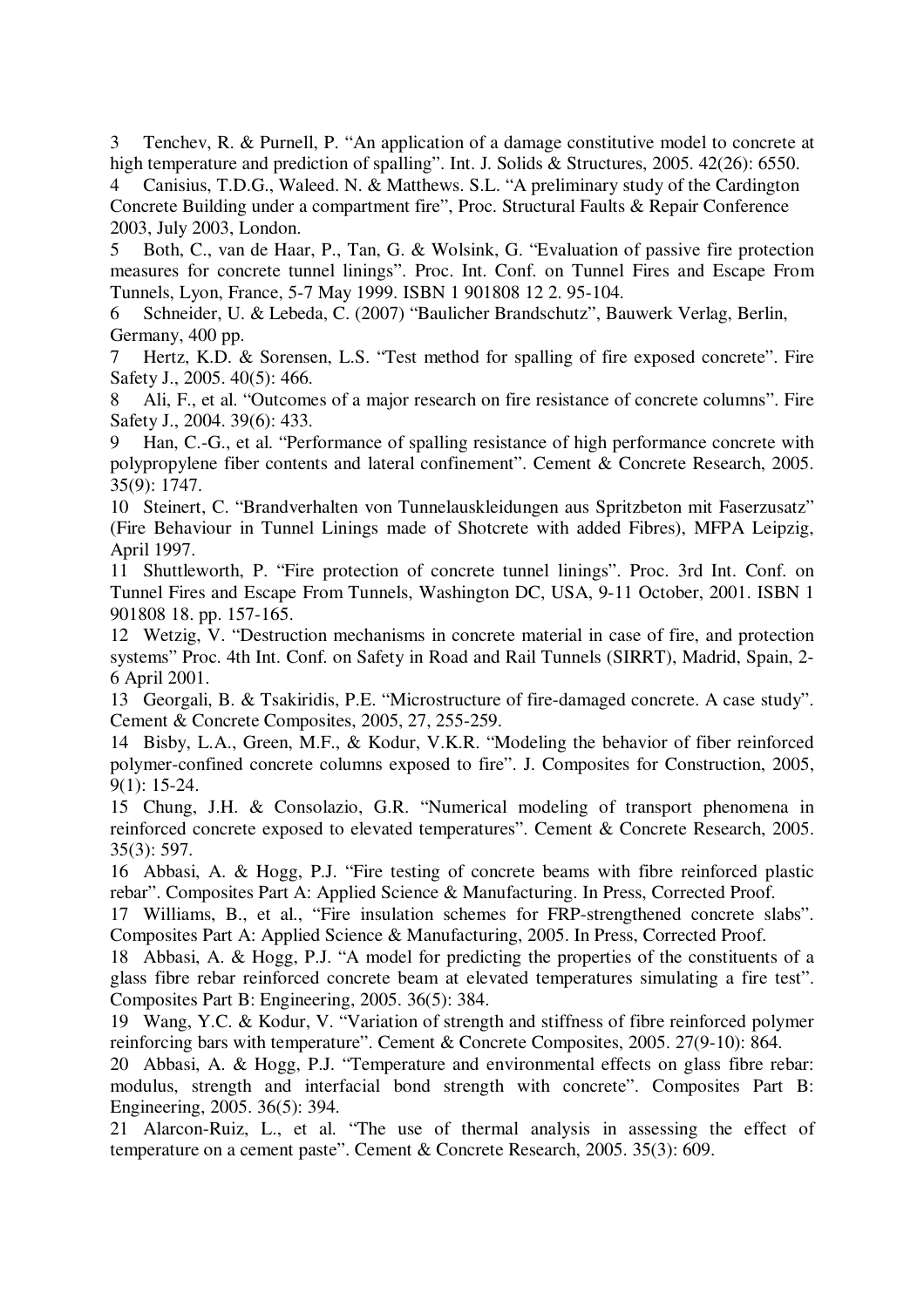3 Tenchev, R. & Purnell, P. "An application of a damage constitutive model to concrete at high temperature and prediction of spalling". Int. J. Solids & Structures, 2005. 42(26): 6550.

4 Canisius, T.D.G., Waleed. N. & Matthews. S.L. "A preliminary study of the Cardington Concrete Building under a compartment fire", Proc. Structural Faults & Repair Conference 2003, July 2003, London.

5 Both, C., van de Haar, P., Tan, G. & Wolsink, G. "Evaluation of passive fire protection measures for concrete tunnel linings". Proc. Int. Conf. on Tunnel Fires and Escape From Tunnels, Lyon, France, 5-7 May 1999. ISBN 1 901808 12 2. 95-104.

6 Schneider, U. & Lebeda, C. (2007) "Baulicher Brandschutz", Bauwerk Verlag, Berlin, Germany, 400 pp.

7 Hertz, K.D. & Sorensen, L.S. "Test method for spalling of fire exposed concrete". Fire Safety J., 2005. 40(5): 466.

8 Ali, F., et al. "Outcomes of a major research on fire resistance of concrete columns". Fire Safety J., 2004. 39(6): 433.

9 Han, C.-G., et al. "Performance of spalling resistance of high performance concrete with polypropylene fiber contents and lateral confinement". Cement & Concrete Research, 2005. 35(9): 1747.

10 Steinert, C. "Brandverhalten von Tunnelauskleidungen aus Spritzbeton mit Faserzusatz" (Fire Behaviour in Tunnel Linings made of Shotcrete with added Fibres), MFPA Leipzig, April 1997.

11 Shuttleworth, P. "Fire protection of concrete tunnel linings". Proc. 3rd Int. Conf. on Tunnel Fires and Escape From Tunnels, Washington DC, USA, 9-11 October, 2001. ISBN 1 901808 18. pp. 157-165.

12 Wetzig, V. "Destruction mechanisms in concrete material in case of fire, and protection systems" Proc. 4th Int. Conf. on Safety in Road and Rail Tunnels (SIRRT), Madrid, Spain, 2-6 April 2001.

13 Georgali, B. & Tsakiridis, P.E. "Microstructure of fire-damaged concrete. A case study". Cement & Concrete Composites, 2005, 27, 255-259.

14 Bisby, L.A., Green, M.F., & Kodur, V.K.R. "Modeling the behavior of fiber reinforced polymer-confined concrete columns exposed to fire". J. Composites for Construction, 2005, 9(1): 15-24.

15 Chung, J.H. & Consolazio, G.R. "Numerical modeling of transport phenomena in reinforced concrete exposed to elevated temperatures". Cement & Concrete Research, 2005. 35(3): 597.

16 Abbasi, A. & Hogg, P.J. "Fire testing of concrete beams with fibre reinforced plastic rebar". Composites Part A: Applied Science & Manufacturing. In Press, Corrected Proof.

17 Williams, B., et al., "Fire insulation schemes for FRP-strengthened concrete slabs". Composites Part A: Applied Science & Manufacturing, 2005. In Press, Corrected Proof.

18 Abbasi, A. & Hogg, P.J. "A model for predicting the properties of the constituents of a glass fibre rebar reinforced concrete beam at elevated temperatures simulating a fire test". Composites Part B: Engineering, 2005. 36(5): 384.

19 Wang, Y.C. & Kodur, V. "Variation of strength and stiffness of fibre reinforced polymer reinforcing bars with temperature". Cement & Concrete Composites, 2005. 27(9-10): 864.

20 Abbasi, A. & Hogg, P.J. "Temperature and environmental effects on glass fibre rebar: modulus, strength and interfacial bond strength with concrete". Composites Part B: Engineering, 2005. 36(5): 394.

21 Alarcon-Ruiz, L., et al. "The use of thermal analysis in assessing the effect of temperature on a cement paste". Cement & Concrete Research, 2005. 35(3): 609.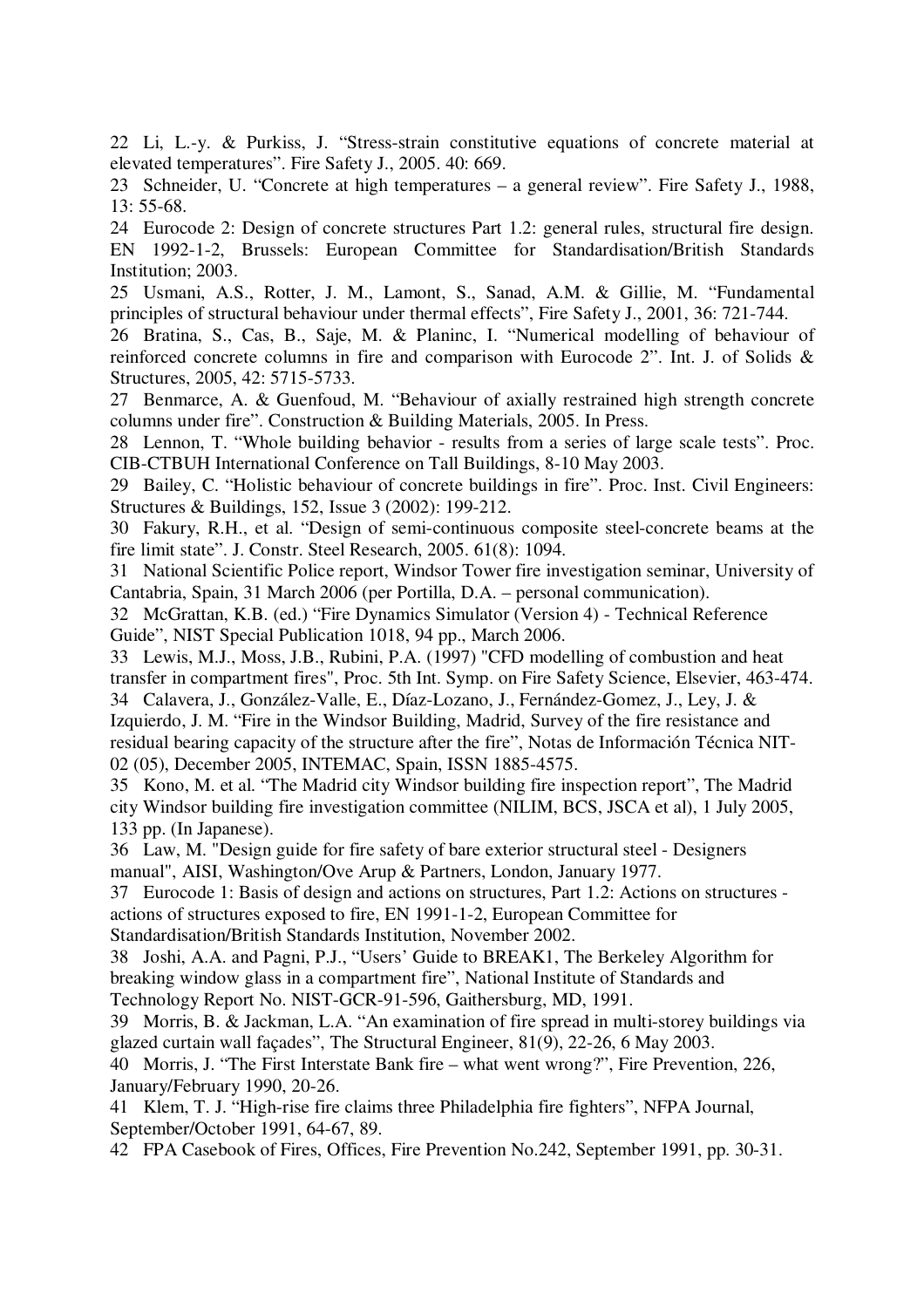22 Li, L.-y. & Purkiss, J. “Stress-strain constitutive equations of concrete material at elevated temperatures”. Fire Safety J., 2005. 40: 669.

23 Schneider, U. “Concrete at high temperatures – a general review”. Fire Safety J., 1988, 13: 55-68.

24 Eurocode 2: Design of concrete structures Part 1.2: general rules, structural fire design. EN 1992-1-2, Brussels: European Committee for Standardisation/British Standards Institution; 2003.

25 Usmani, A.S., Rotter, J. M., Lamont, S., Sanad, A.M. & Gillie, M. “Fundamental principles of structural behaviour under thermal effects”, Fire Safety J., 2001, 36: 721-744.

26 Bratina, S., Cas, B., Saje, M. & Planinc, I. “Numerical modelling of behaviour of reinforced concrete columns in fire and comparison with Eurocode 2”. Int. J. of Solids & Structures, 2005, 42: 5715-5733.

27 Benmarce, A. & Guenfoud, M. “Behaviour of axially restrained high strength concrete columns under fire”. Construction & Building Materials, 2005. In Press.

28 Lennon, T. “Whole building behavior - results from a series of large scale tests”. Proc. CIB-CTBUH International Conference on Tall Buildings, 8-10 May 2003.

29 Bailey, C. “Holistic behaviour of concrete buildings in fire”. Proc. Inst. Civil Engineers: Structures & Buildings, 152, Issue 3 (2002): 199-212.

30 Fakury, R.H., et al. “Design of semi-continuous composite steel-concrete beams at the fire limit state”. J. Constr. Steel Research, 2005. 61(8): 1094.

31 National Scientific Police report, Windsor Tower fire investigation seminar, University of Cantabria, Spain, 31 March 2006 (per Portilla, D.A. – personal communication).

32 McGrattan, K.B. (ed.) “Fire Dynamics Simulator (Version 4) - Technical Reference Guide”, NIST Special Publication 1018, 94 pp., March 2006.

33 Lewis, M.J., Moss, J.B., Rubini, P.A. (1997) "CFD modelling of combustion and heat transfer in compartment fires", Proc. 5th Int. Symp. on Fire Safety Science, Elsevier, 463-474.

34 Calavera, J., González-Valle, E., Díaz-Lozano, J., Fernández-Gomez, J., Ley, J. & Izquierdo, J. M. “Fire in the Windsor Building, Madrid, Survey of the fire resistance and residual bearing capacity of the structure after the fire”, Notas de Información Técnica NIT-02 (05), December 2005, INTEMAC, Spain, ISSN 1885-4575.

35 Kono, M. et al. “The Madrid city Windsor building fire inspection report”, The Madrid city Windsor building fire investigation committee (NILIM, BCS, JSCA et al), 1 July 2005, 133 pp. (In Japanese).

36 Law, M. "Design guide for fire safety of bare exterior structural steel - Designers manual", AISI, Washington/Ove Arup & Partners, London, January 1977.

37 Eurocode 1: Basis of design and actions on structures, Part 1.2: Actions on structures - actions of structures exposed to fire, EN 1991-1-2, European Committee for Standardisation/British Standards Institution, November 2002.

38 Joshi, A.A. and Pagni, P.J., “Users’ Guide to BREAK1, The Berkeley Algorithm for breaking window glass in a compartment fire”, National Institute of Standards and Technology Report No. NIST-GCR-91-596, Gaithersburg, MD, 1991.

39 Morris, B. & Jackman, L.A. “An examination of fire spread in multi-storey buildings via glazed curtain wall façades”, The Structural Engineer, 81(9), 22-26, 6 May 2003.

40 Morris, J. “The First Interstate Bank fire – what went wrong?”, Fire Prevention, 226, January/February 1990, 20-26.

41 Klem, T. J. “High-rise fire claims three Philadelphia fire fighters”, NFPA Journal, September/October 1991, 64-67, 89.

42 FPA Casebook of Fires, Offices, Fire Prevention No.242, September 1991, pp. 30-31.